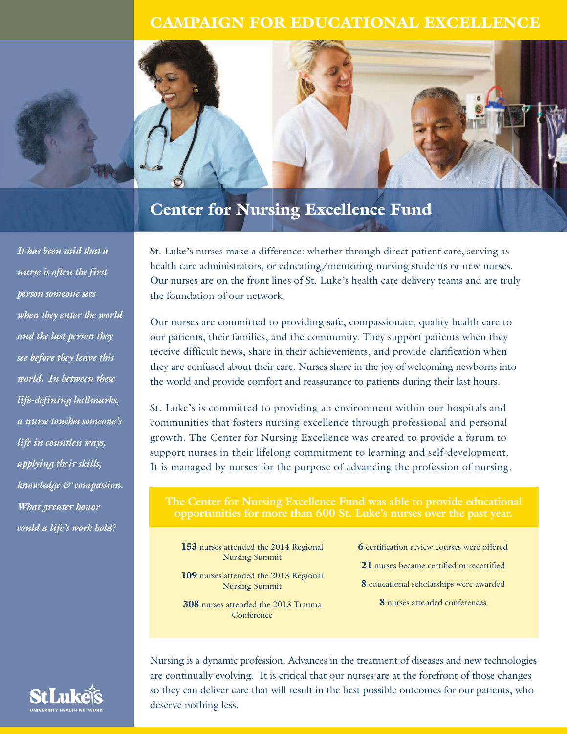# CAMPAIGN FOR EDUCATIONAL EXCELLENCE

## Center for Nursing Excellence Fund

*It has been said that a nurse is often the first person someone sees when they enter the world and the last person they see before they leave this world. In between these life-defining hallmarks, a nurse touches someone's life in countless ways, applying their skills, knowledge & compassion. What greater honor could a life's work hold?*

St. Luke's nurses make a difference: whether through direct patient care, serving as health care administrators, or educating/mentoring nursing students or new nurses. Our nurses are on the front lines of St. Luke's health care delivery teams and are truly the foundation of our network.

Our nurses are committed to providing safe, compassionate, quality health care to our patients, their families, and the community. They support patients when they receive difficult news, share in their achievements, and provide clarification when they are confused about their care. Nurses share in the joy of welcoming newborns into the world and provide comfort and reassurance to patients during their last hours.

St. Luke's is committed to providing an environment within our hospitals and communities that fosters nursing excellence through professional and personal growth. The Center for Nursing Excellence was created to provide a forum to support nurses in their lifelong commitment to learning and self-development. It is managed by nurses for the purpose of advancing the profession of nursing.

**The Center for Nursing Excellence Fund was able to provide educational opportunities for more than 600 St. Luke's nurses over the past year.**

- **153** nurses attended the 2014 Regional Nursing Summit
- **109** nurses attended the 2013 Regional Nursing Summit
- **308** nurses attended the 2013 Trauma Conference
- **6** certification review courses were offered
- **21** nurses became certified or recertified
- **8** educational scholarships were awarded
- **8** nurses attended conferences

Nursing is a dynamic profession. Advances in the treatment of diseases and new technologies are continually evolving. It is critical that our nurses are at the forefront of those changes so they can deliver care that will result in the best possible outcomes for our patients, who deserve nothing less.

St. Luke's UNIVERSITY HEALTH NETWORK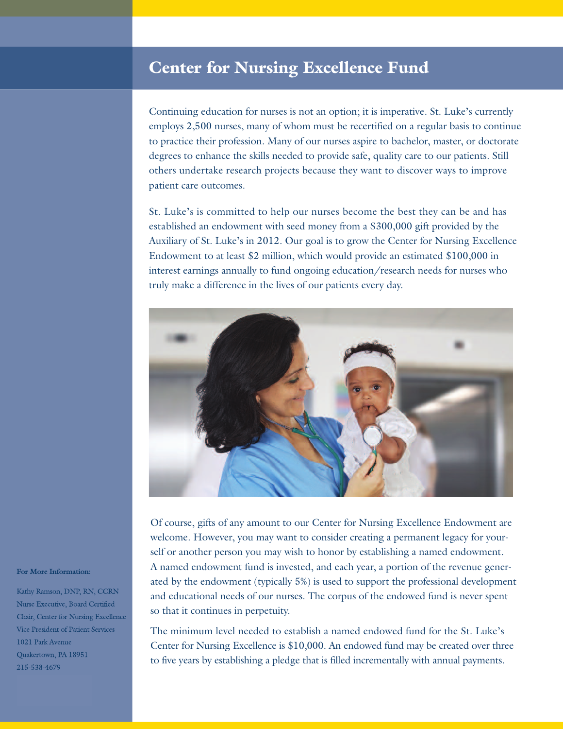# Center for Nursing Excellence Fund

Continuing education for nurses is not an option; it is imperative. St. Luke's currently employs 2,500 nurses, many of whom must be recertified on a regular basis to continue to practice their profession. Many of our nurses aspire to bachelor, master, or doctorate degrees to enhance the skills needed to provide safe, quality care to our patients. Still others undertake research projects because they want to discover ways to improve patient care outcomes.

St. Luke's is committed to help our nurses become the best they can be and has established an endowment with seed money from a $300,000 gift provided by the Auxiliary of St. Luke's in 2012. Our goal is to grow the Center for Nursing Excellence Endowment to at least $2 million, which would provide an estimated $100,000 in interest earnings annually to fund ongoing education/research needs for nurses who truly make a difference in the lives of our patients every day.

Of course, gifts of any amount to our Center for Nursing Excellence Endowment are welcome. However, you may want to consider creating a permanent legacy for yourself or another person you may wish to honor by establishing a named endowment. A named endowment fund is invested, and each year, a portion of the revenue generated by the endowment (typically 5%) is used to support the professional development and educational needs of our nurses. The corpus of the endowed fund is never spent so that it continues in perpetuity.

The minimum level needed to establish a named endowed fund for the St. Luke's Center for Nursing Excellence is $10,000. An endowed fund may be created over three to five years by establishing a pledge that is filled incrementally with annual payments.

**For More Information:**

Kathy Ramson, DNP, RN, CCRN
Nurse Executive, Board Certified
Chair, Center for Nursing Excellence
Vice President of Patient Services
1021 Park Avenue
Quakertown, PA 18951
215-538-4679